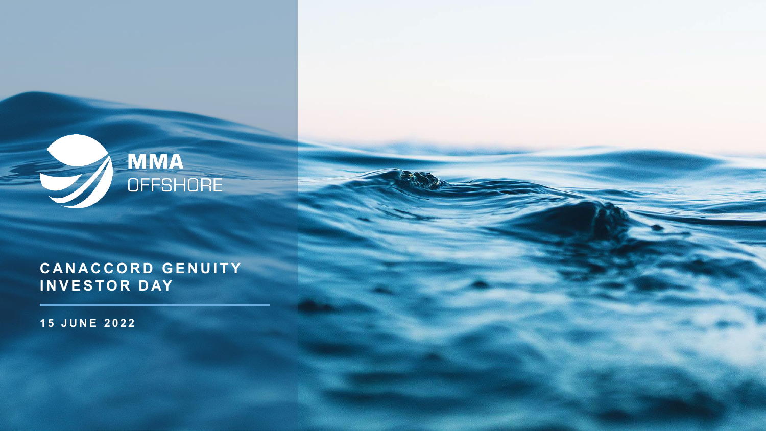MMA OFFSHORE

# CANACCORD GENUITY INVESTOR DAY

15 JUNE 2022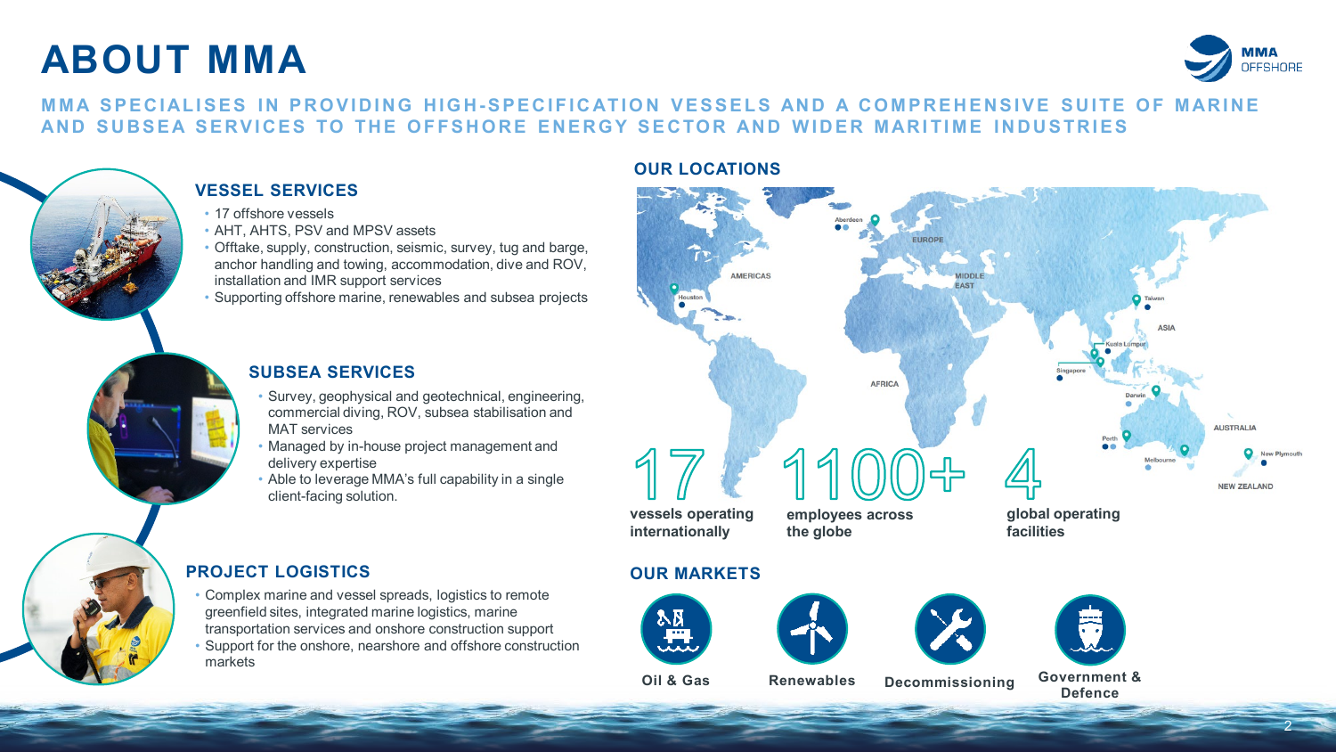# ABOUT MMA

**MMA SPECIALISES IN PROVIDING HIGH-SPECIFICATION VESSELS AND A COMPREHENSIVE SUITE OF MARINE AND SUBSEA SERVICES TO THE OFFSHORE ENERGY SECTOR AND WIDER MARITIME INDUSTRIES**

## VESSEL SERVICES

- 17 offshore vessels
- AHT, AHTS, PSV and MPSV assets
- Offtake, supply, construction, seismic, survey, tug and barge, anchor handling and towing, accommodation, dive and ROV, installation and IMR support services
- Supporting offshore marine, renewables and subsea projects

## SUBSEA SERVICES

- Survey, geophysical and geotechnical, engineering, commercial diving, ROV, subsea stabilisation and MAT services
- Managed by in-house project management and delivery expertise
- Able to leverage MMA's full capability in a single client-facing solution.

## PROJECT LOGISTICS

- Complex marine and vessel spreads, logistics to remote greenfield sites, integrated marine logistics, marine transportation services and onshore construction support
- Support for the onshore, nearshore and offshore construction markets

## OUR LOCATIONS

Aberdeen, Houston, Taiwan, Kuala Lumpur, Singapore, Darwin, Perth, Melbourne, New Plymouth

AMERICAS, EUROPE, MIDDLE EAST, AFRICA, ASIA, AUSTRALIA, NEW ZEALAND

**17** vessels operating internationally

**1100+** employees across the globe

**4** global operating facilities

## OUR MARKETS

- Oil & Gas
- Renewables
- Decommissioning
- Government & Defence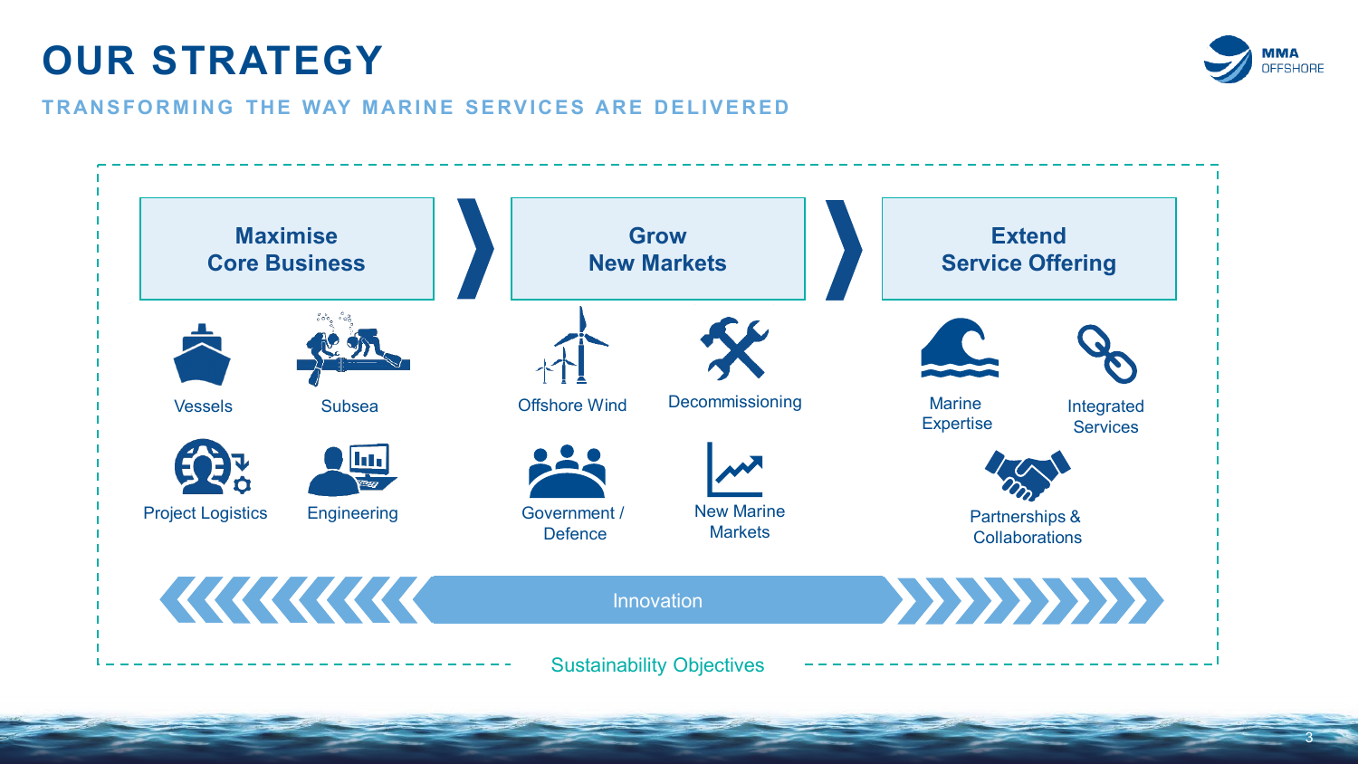# OUR STRATEGY

## TRANSFORMING THE WAY MARINE SERVICES ARE DELIVERED

### Maximise Core Business

- Vessels
- Subsea
- Project Logistics
- Engineering

### Grow New Markets

- Offshore Wind
- Decommissioning
- Government / Defence
- New Marine Markets

### Extend Service Offering

- Marine Expertise
- Integrated Services
- Partnerships & Collaborations

Innovation

Sustainability Objectives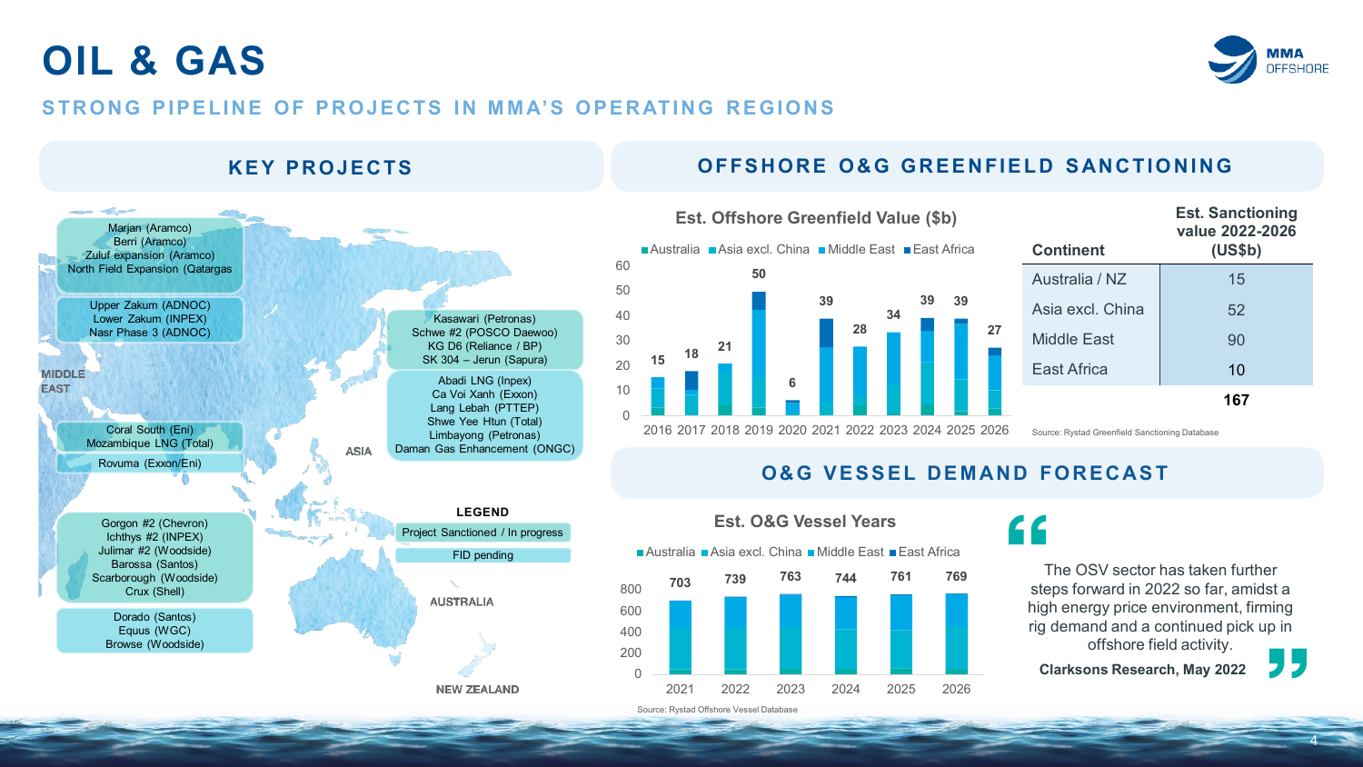# OIL & GAS

## STRONG PIPELINE OF PROJECTS IN MMA'S OPERATING REGIONS

### KEY PROJECTS

**MIDDLE EAST**

- Marjan (Aramco)
- Berri (Aramco)
- Zuluf expansion (Aramco)
- North Field Expansion (Qatargas)

- Upper Zakum (ADNOC)
- Lower Zakum (INPEX)
- Nasr Phase 3 (ADNOC)

- Coral South (Eni)
- Mozambique LNG (Total)

- Rovuma (Exxon/Eni)

**ASIA**

- Kasawari (Petronas)
- Schwe #2 (POSCO Daewoo)
- KG D6 (Reliance / BP)
- SK 304 – Jerun (Sapura)

- Abadi LNG (Inpex)
- Ca Voi Xanh (Exxon)
- Lang Lebah (PTTEP)
- Shwe Yee Htun (Total)
- Limbayong (Petronas)
- Daman Gas Enhancement (ONGC)

**AUSTRALIA**

- Gorgon #2 (Chevron)
- Ichthys #2 (INPEX)
- Julimar #2 (Woodside)
- Barossa (Santos)
- Scarborough (Woodside)
- Crux (Shell)

- Dorado (Santos)
- Equus (WGC)
- Browse (Woodside)

**NEW ZEALAND**

**LEGEND**

- Project Sanctioned / In progress
- FID pending

### OFFSHORE O&G GREENFIELD SANCTIONING

**Est. Offshore Greenfield Value ($b)**

Australia / Asia excl. China / Middle East / East Africa

| Year | 2016 | 2017 | 2018 | 2019 | 2020 | 2021 | 2022 | 2023 | 2024 | 2025 | 2026 |
|---|---|---|---|---|---|---|---|---|---|---|---|
| Total | 15 | 18 | 21 | 50 | 6 | 39 | 28 | 34 | 39 | 39 | 27 |

| Continent | Est. Sanctioning value 2022-2026 (US$b) |
|---|---|
| Australia / NZ | 15 |
| Asia excl. China | 52 |
| Middle East | 90 |
| East Africa | 10 |
| | **167** |

Source: Rystad Greenfield Sanctioning Database

### O&G VESSEL DEMAND FORECAST

**Est. O&G Vessel Years**

Australia / Asia excl. China / Middle East / East Africa

| Year | 2021 | 2022 | 2023 | 2024 | 2025 | 2026 |
|---|---|---|---|---|---|---|
| Total | 703 | 739 | 763 | 744 | 761 | 769 |

Source: Rystad Offshore Vessel Database

> "The OSV sector has taken further steps forward in 2022 so far, amidst a high energy price environment, firming rig demand and a continued pick up in offshore field activity."
>
> **Clarksons Research, May 2022**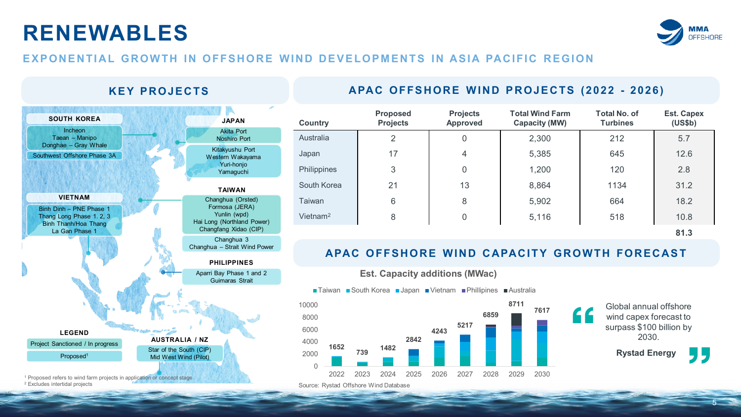# RENEWABLES

## EXPONENTIAL GROWTH IN OFFSHORE WIND DEVELOPMENTS IN ASIA PACIFIC REGION

### KEY PROJECTS

**SOUTH KOREA**
- Incheon
- Taean – Manipo
- Donghae – Gray Whale
- Southwest Offshore Phase 3A

**JAPAN**
- Akita Port
- Noshiro Port
- Kitakyushu Port
- Western Wakayama
- Yuri-honjo
- Yamaguchi

**VIETNAM**
- Binh Dinh – PNE Phase 1
- Thang Long Phase 1, 2, 3
- Binh Thanh/Hoa Thang
- La Gan Phase 1

**TAIWAN**
- Changhua (Orsted)
- Formosa (JERA)
- Yunlin (wpd)
- Hai Long (Northland Power)
- Changfang Xidao (CIP)
- Changhua 3
- Changhua – Strait Wind Power

**PHILIPPINES**
- Aparri Bay Phase 1 and 2
- Guimaras Strait

**AUSTRALIA / NZ**
- Star of the South (CIP)
- Mid West Wind (Pilot)

**LEGEND**
- Project Sanctioned / In progress
- Proposed[1]

[1] Proposed refers to wind farm projects in application or concept stage
[2] Excludes intertidal projects

### APAC OFFSHORE WIND PROJECTS (2022 - 2026)

| Country | Proposed Projects | Projects Approved | Total Wind Farm Capacity (MW) | Total No. of Turbines | Est. Capex (US$b) |
|---|---|---|---|---|---|
| Australia | 2 | 0 | 2,300 | 212 | 5.7 |
| Japan | 17 | 4 | 5,385 | 645 | 12.6 |
| Philippines | 3 | 0 | 1,200 | 120 | 2.8 |
| South Korea | 21 | 13 | 8,864 | 1134 | 31.2 |
| Taiwan | 6 | 8 | 5,902 | 664 | 18.2 |
| Vietnam[2] | 8 | 0 | 5,116 | 518 | 10.8 |
| | | | | | **81.3** |

### APAC OFFSHORE WIND CAPACITY GROWTH FORECAST

**Est. Capacity additions (MWac)**

Legend: Taiwan, South Korea, Japan, Vietnam, Phillipines, Australia

| Year | 2022 | 2023 | 2024 | 2025 | 2026 | 2027 | 2028 | 2029 | 2030 |
|---|---|---|---|---|---|---|---|---|---|
| Total | 1652 | 739 | 1482 | 2842 | 4243 | 5217 | 6859 | 8711 | 7617 |

Source: Rystad Offshore Wind Database

"Global annual offshore wind capex forecast to surpass $100 billion by 2030."

**Rystad Energy**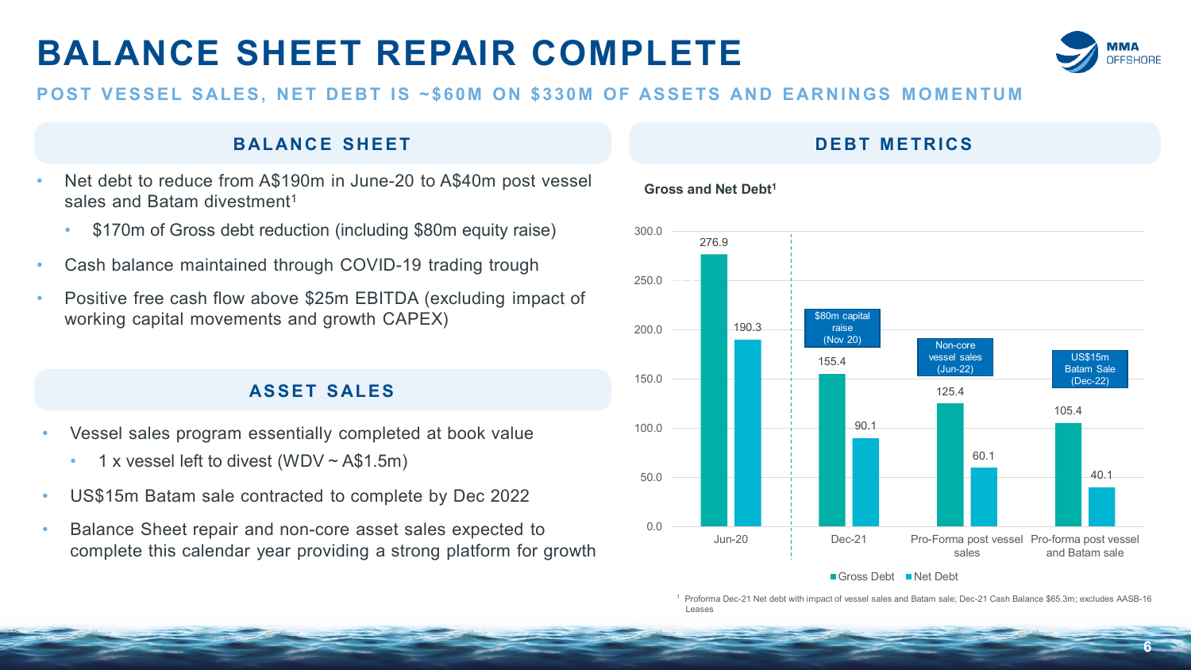# BALANCE SHEET REPAIR COMPLETE

## POST VESSEL SALES, NET DEBT IS ~$60M ON $330M OF ASSETS AND EARNINGS MOMENTUM

### BALANCE SHEET

- Net debt to reduce from A$190m in June-20 to A$40m post vessel sales and Batam divestment[1]
  - $170m of Gross debt reduction (including $80m equity raise)
- Cash balance maintained through COVID-19 trading trough
- Positive free cash flow above $25m EBITDA (excluding impact of working capital movements and growth CAPEX)

### ASSET SALES

- Vessel sales program essentially completed at book value
  - 1 x vessel left to divest (WDV ~ A$1.5m)
- US$15m Batam sale contracted to complete by Dec 2022
- Balance Sheet repair and non-core asset sales expected to complete this calendar year providing a strong platform for growth

### DEBT METRICS

**Gross and Net Debt[1]**

| | Gross Debt | Net Debt |
|---|---|---|
| Jun-20 | 276.9 | 190.3 |
| Dec-21 ($80m capital raise (Nov 20)) | 155.4 | 90.1 |
| Pro-Forma post vessel sales (Non-core vessel sales (Jun-22)) | 125.4 | 60.1 |
| Pro-forma post vessel and Batam sale (US$15m Batam Sale (Dec-22)) | 105.4 | 40.1 |

[1] Proforma Dec-21 Net debt with impact of vessel sales and Batam sale; Dec-21 Cash Balance $65.3m; excludes AASB-16 Leases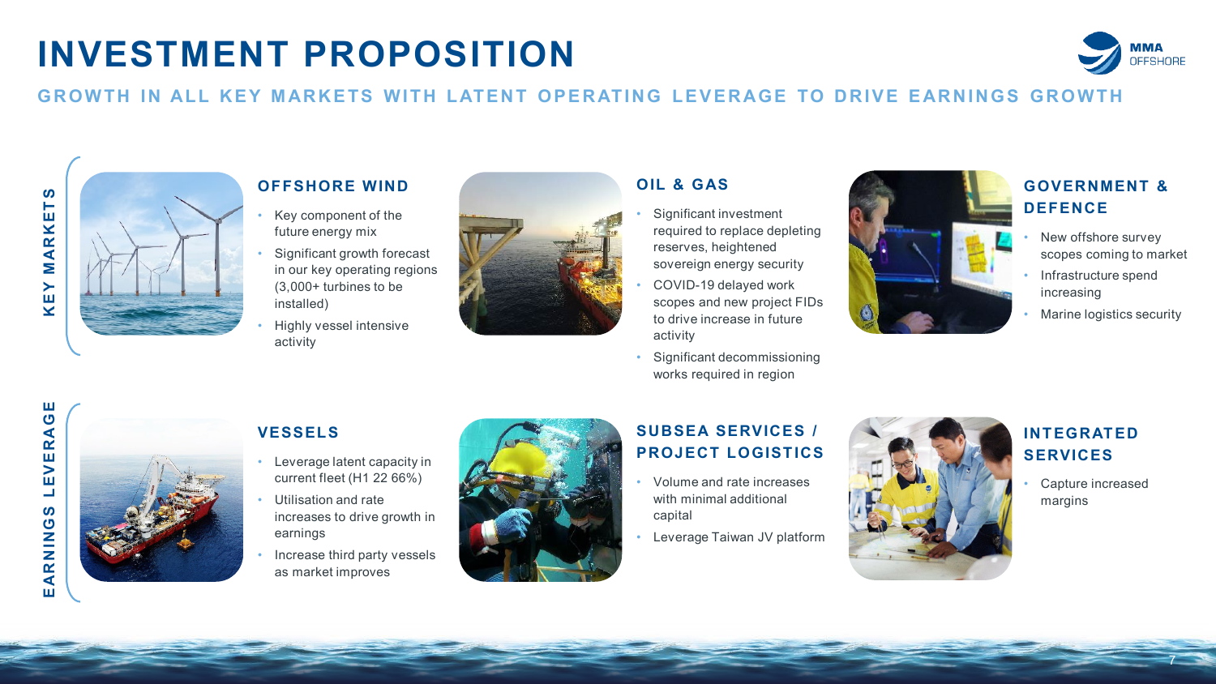# INVESTMENT PROPOSITION

## GROWTH IN ALL KEY MARKETS WITH LATENT OPERATING LEVERAGE TO DRIVE EARNINGS GROWTH

## KEY MARKETS

### OFFSHORE WIND

- Key component of the future energy mix
- Significant growth forecast in our key operating regions (3,000+ turbines to be installed)
- Highly vessel intensive activity

### OIL & GAS

- Significant investment required to replace depleting reserves, heightened sovereign energy security
- COVID-19 delayed work scopes and new project FIDs to drive increase in future activity
- Significant decommissioning works required in region

### GOVERNMENT & DEFENCE

- New offshore survey scopes coming to market
- Infrastructure spend increasing
- Marine logistics security

## EARNINGS LEVERAGE

### VESSELS

- Leverage latent capacity in current fleet (H1 22 66%)
- Utilisation and rate increases to drive growth in earnings
- Increase third party vessels as market improves

### SUBSEA SERVICES / PROJECT LOGISTICS

- Volume and rate increases with minimal additional capital
- Leverage Taiwan JV platform

### INTEGRATED SERVICES

- Capture increased margins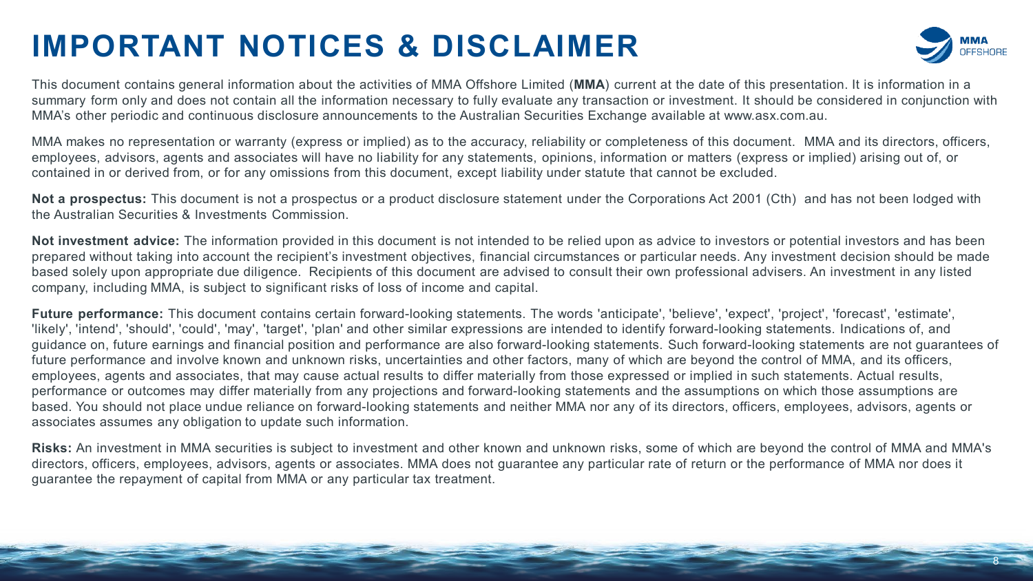# IMPORTANT NOTICES & DISCLAIMER

This document contains general information about the activities of MMA Offshore Limited (**MMA**) current at the date of this presentation. It is information in a summary form only and does not contain all the information necessary to fully evaluate any transaction or investment. It should be considered in conjunction with MMA's other periodic and continuous disclosure announcements to the Australian Securities Exchange available at www.asx.com.au.

MMA makes no representation or warranty (express or implied) as to the accuracy, reliability or completeness of this document. MMA and its directors, officers, employees, advisors, agents and associates will have no liability for any statements, opinions, information or matters (express or implied) arising out of, or contained in or derived from, or for any omissions from this document, except liability under statute that cannot be excluded.

**Not a prospectus:** This document is not a prospectus or a product disclosure statement under the Corporations Act 2001 (Cth) and has not been lodged with the Australian Securities & Investments Commission.

**Not investment advice:** The information provided in this document is not intended to be relied upon as advice to investors or potential investors and has been prepared without taking into account the recipient's investment objectives, financial circumstances or particular needs. Any investment decision should be made based solely upon appropriate due diligence. Recipients of this document are advised to consult their own professional advisers. An investment in any listed company, including MMA, is subject to significant risks of loss of income and capital.

**Future performance:** This document contains certain forward-looking statements. The words 'anticipate', 'believe', 'expect', 'project', 'forecast', 'estimate', 'likely', 'intend', 'should', 'could', 'may', 'target', 'plan' and other similar expressions are intended to identify forward-looking statements. Indications of, and guidance on, future earnings and financial position and performance are also forward-looking statements. Such forward-looking statements are not guarantees of future performance and involve known and unknown risks, uncertainties and other factors, many of which are beyond the control of MMA, and its officers, employees, agents and associates, that may cause actual results to differ materially from those expressed or implied in such statements. Actual results, performance or outcomes may differ materially from any projections and forward-looking statements and the assumptions on which those assumptions are based. You should not place undue reliance on forward-looking statements and neither MMA nor any of its directors, officers, employees, advisors, agents or associates assumes any obligation to update such information.

**Risks:** An investment in MMA securities is subject to investment and other known and unknown risks, some of which are beyond the control of MMA and MMA's directors, officers, employees, advisors, agents or associates. MMA does not guarantee any particular rate of return or the performance of MMA nor does it guarantee the repayment of capital from MMA or any particular tax treatment.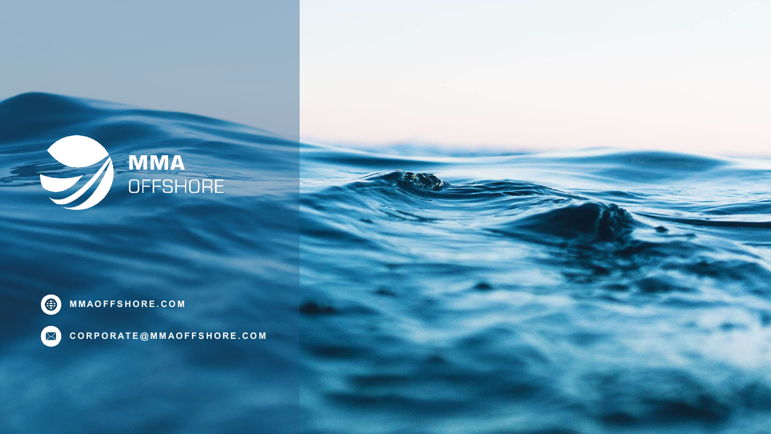MMA
OFFSHORE

MMAOFFSHORE.COM

CORPORATE@MMAOFFSHORE.COM